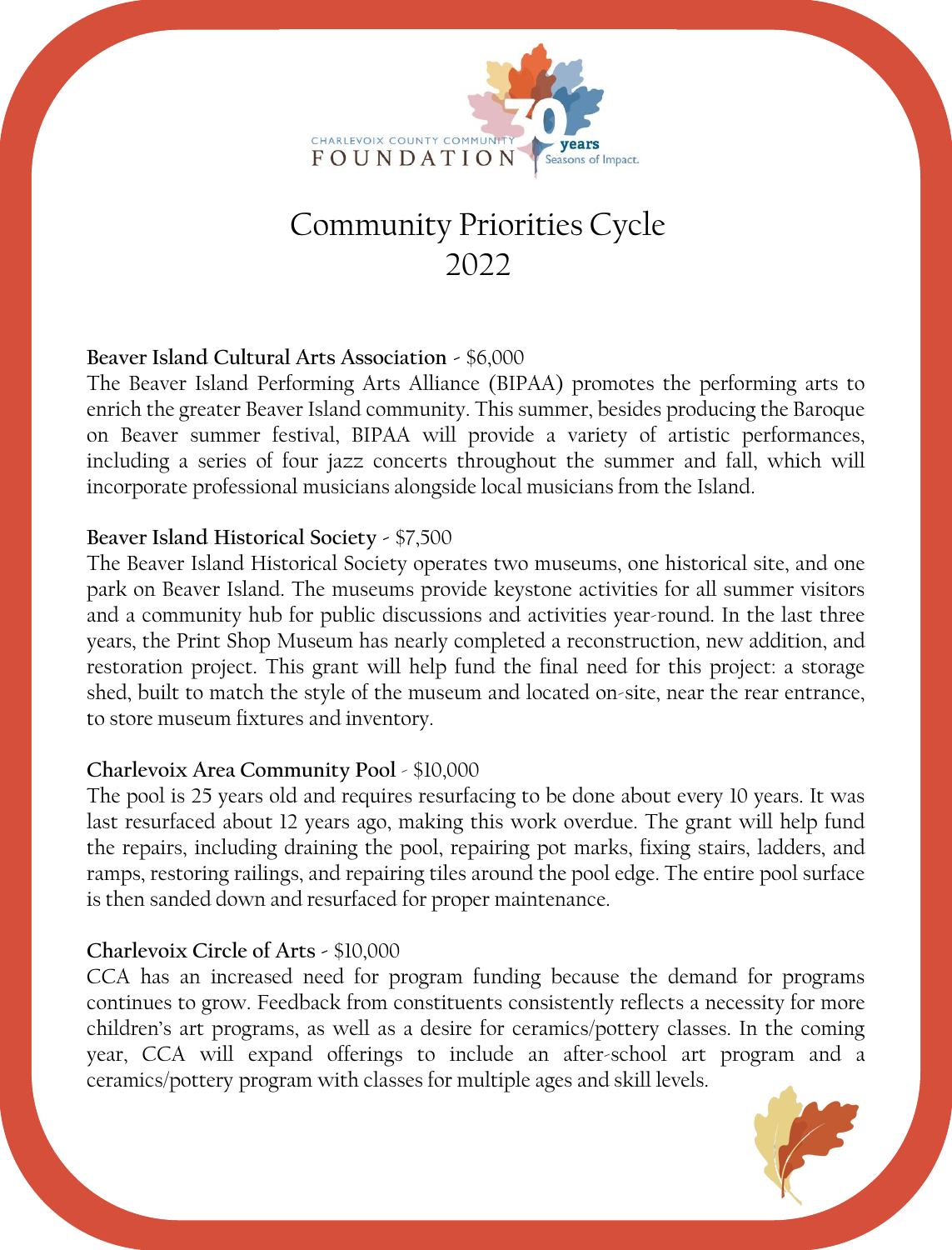CHARLEVOIX COUNTY COMMUNITY FOUNDATION

30 years Seasons of Impact.

# Community Priorities Cycle 2022

**Beaver Island Cultural Arts Association** - $6,000
The Beaver Island Performing Arts Alliance (BIPAA) promotes the performing arts to enrich the greater Beaver Island community. This summer, besides producing the Baroque on Beaver summer festival, BIPAA will provide a variety of artistic performances, including a series of four jazz concerts throughout the summer and fall, which will incorporate professional musicians alongside local musicians from the Island.

**Beaver Island Historical Society** - $7,500
The Beaver Island Historical Society operates two museums, one historical site, and one park on Beaver Island. The museums provide keystone activities for all summer visitors and a community hub for public discussions and activities year-round. In the last three years, the Print Shop Museum has nearly completed a reconstruction, new addition, and restoration project. This grant will help fund the final need for this project: a storage shed, built to match the style of the museum and located on-site, near the rear entrance, to store museum fixtures and inventory.

**Charlevoix Area Community Pool** - $10,000
The pool is 25 years old and requires resurfacing to be done about every 10 years. It was last resurfaced about 12 years ago, making this work overdue. The grant will help fund the repairs, including draining the pool, repairing pot marks, fixing stairs, ladders, and ramps, restoring railings, and repairing tiles around the pool edge. The entire pool surface is then sanded down and resurfaced for proper maintenance.

**Charlevoix Circle of Arts** - $10,000
CCA has an increased need for program funding because the demand for programs continues to grow. Feedback from constituents consistently reflects a necessity for more children's art programs, as well as a desire for ceramics/pottery classes. In the coming year, CCA will expand offerings to include an after-school art program and a ceramics/pottery program with classes for multiple ages and skill levels.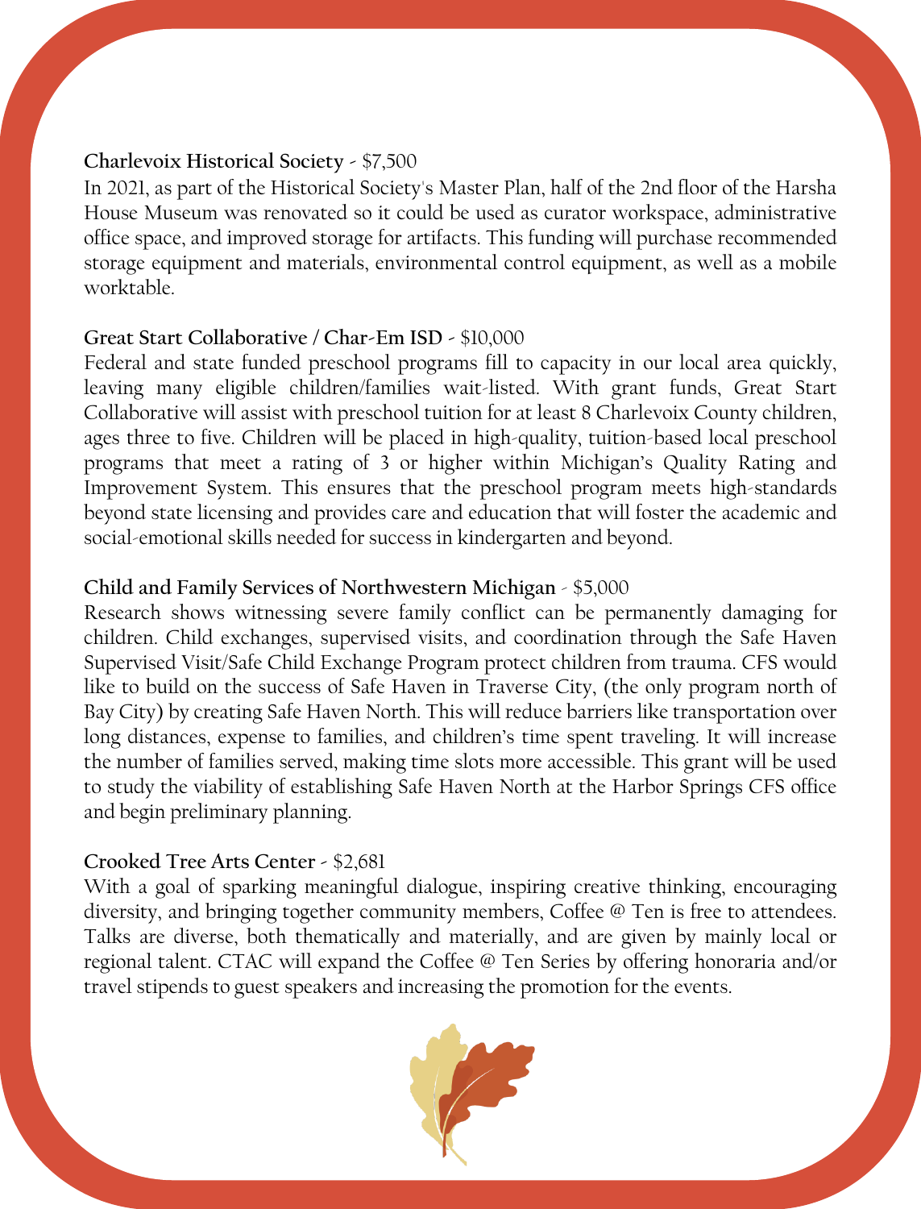**Charlevoix Historical Society** - $7,500

In 2021, as part of the Historical Society's Master Plan, half of the 2nd floor of the Harsha House Museum was renovated so it could be used as curator workspace, administrative office space, and improved storage for artifacts. This funding will purchase recommended storage equipment and materials, environmental control equipment, as well as a mobile worktable.

**Great Start Collaborative / Char-Em ISD** - $10,000

Federal and state funded preschool programs fill to capacity in our local area quickly, leaving many eligible children/families wait-listed. With grant funds, Great Start Collaborative will assist with preschool tuition for at least 8 Charlevoix County children, ages three to five. Children will be placed in high-quality, tuition-based local preschool programs that meet a rating of 3 or higher within Michigan's Quality Rating and Improvement System. This ensures that the preschool program meets high-standards beyond state licensing and provides care and education that will foster the academic and social-emotional skills needed for success in kindergarten and beyond.

**Child and Family Services of Northwestern Michigan** - $5,000

Research shows witnessing severe family conflict can be permanently damaging for children. Child exchanges, supervised visits, and coordination through the Safe Haven Supervised Visit/Safe Child Exchange Program protect children from trauma. CFS would like to build on the success of Safe Haven in Traverse City, (the only program north of Bay City) by creating Safe Haven North. This will reduce barriers like transportation over long distances, expense to families, and children's time spent traveling. It will increase the number of families served, making time slots more accessible. This grant will be used to study the viability of establishing Safe Haven North at the Harbor Springs CFS office and begin preliminary planning.

**Crooked Tree Arts Center** - $2,681

With a goal of sparking meaningful dialogue, inspiring creative thinking, encouraging diversity, and bringing together community members, Coffee @ Ten is free to attendees. Talks are diverse, both thematically and materially, and are given by mainly local or regional talent. CTAC will expand the Coffee @ Ten Series by offering honoraria and/or travel stipends to guest speakers and increasing the promotion for the events.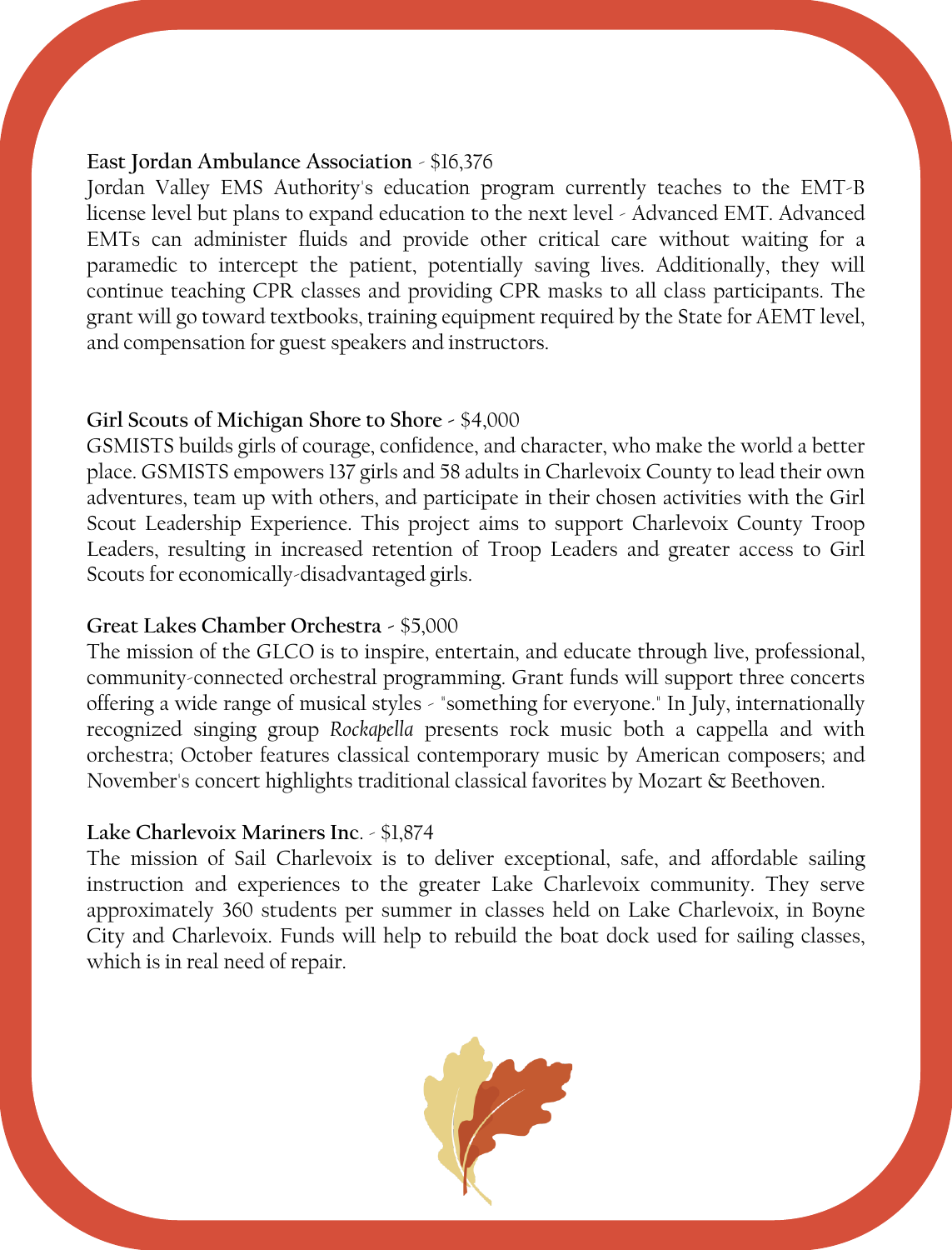**East Jordan Ambulance Association** - $16,376
Jordan Valley EMS Authority's education program currently teaches to the EMT-B license level but plans to expand education to the next level - Advanced EMT. Advanced EMTs can administer fluids and provide other critical care without waiting for a paramedic to intercept the patient, potentially saving lives. Additionally, they will continue teaching CPR classes and providing CPR masks to all class participants. The grant will go toward textbooks, training equipment required by the State for AEMT level, and compensation for guest speakers and instructors.

**Girl Scouts of Michigan Shore to Shore** - $4,000
GSMISTS builds girls of courage, confidence, and character, who make the world a better place. GSMISTS empowers 137 girls and 58 adults in Charlevoix County to lead their own adventures, team up with others, and participate in their chosen activities with the Girl Scout Leadership Experience. This project aims to support Charlevoix County Troop Leaders, resulting in increased retention of Troop Leaders and greater access to Girl Scouts for economically-disadvantaged girls.

**Great Lakes Chamber Orchestra** - $5,000
The mission of the GLCO is to inspire, entertain, and educate through live, professional, community-connected orchestral programming. Grant funds will support three concerts offering a wide range of musical styles - "something for everyone." In July, internationally recognized singing group *Rockapella* presents rock music both a cappella and with orchestra; October features classical contemporary music by American composers; and November's concert highlights traditional classical favorites by Mozart & Beethoven.

**Lake Charlevoix Mariners Inc**. - $1,874
The mission of Sail Charlevoix is to deliver exceptional, safe, and affordable sailing instruction and experiences to the greater Lake Charlevoix community. They serve approximately 360 students per summer in classes held on Lake Charlevoix, in Boyne City and Charlevoix. Funds will help to rebuild the boat dock used for sailing classes, which is in real need of repair.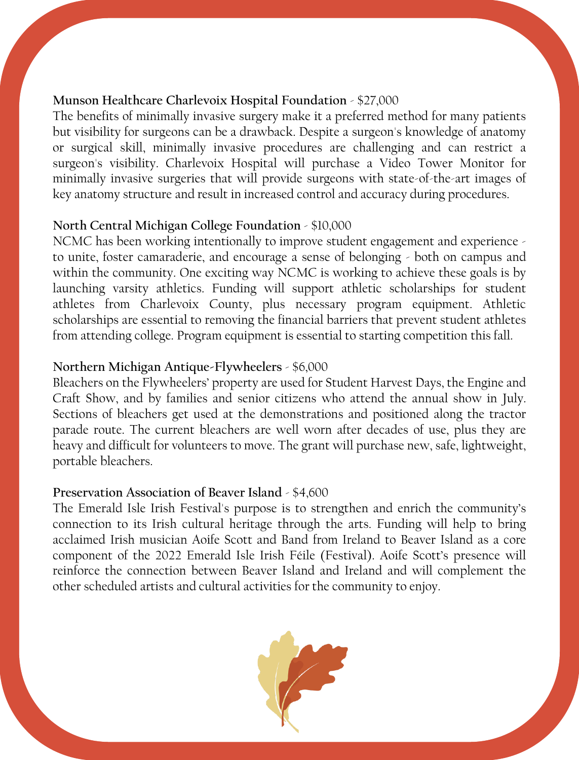**Munson Healthcare Charlevoix Hospital Foundation** - $27,000

The benefits of minimally invasive surgery make it a preferred method for many patients but visibility for surgeons can be a drawback. Despite a surgeon's knowledge of anatomy or surgical skill, minimally invasive procedures are challenging and can restrict a surgeon's visibility. Charlevoix Hospital will purchase a Video Tower Monitor for minimally invasive surgeries that will provide surgeons with state-of-the-art images of key anatomy structure and result in increased control and accuracy during procedures.

**North Central Michigan College Foundation** - $10,000

NCMC has been working intentionally to improve student engagement and experience - to unite, foster camaraderie, and encourage a sense of belonging - both on campus and within the community. One exciting way NCMC is working to achieve these goals is by launching varsity athletics. Funding will support athletic scholarships for student athletes from Charlevoix County, plus necessary program equipment. Athletic scholarships are essential to removing the financial barriers that prevent student athletes from attending college. Program equipment is essential to starting competition this fall.

**Northern Michigan Antique-Flywheelers** - $6,000

Bleachers on the Flywheelers' property are used for Student Harvest Days, the Engine and Craft Show, and by families and senior citizens who attend the annual show in July. Sections of bleachers get used at the demonstrations and positioned along the tractor parade route. The current bleachers are well worn after decades of use, plus they are heavy and difficult for volunteers to move. The grant will purchase new, safe, lightweight, portable bleachers.

**Preservation Association of Beaver Island** - $4,600

The Emerald Isle Irish Festival's purpose is to strengthen and enrich the community's connection to its Irish cultural heritage through the arts. Funding will help to bring acclaimed Irish musician Aoife Scott and Band from Ireland to Beaver Island as a core component of the 2022 Emerald Isle Irish Féile (Festival). Aoife Scott's presence will reinforce the connection between Beaver Island and Ireland and will complement the other scheduled artists and cultural activities for the community to enjoy.